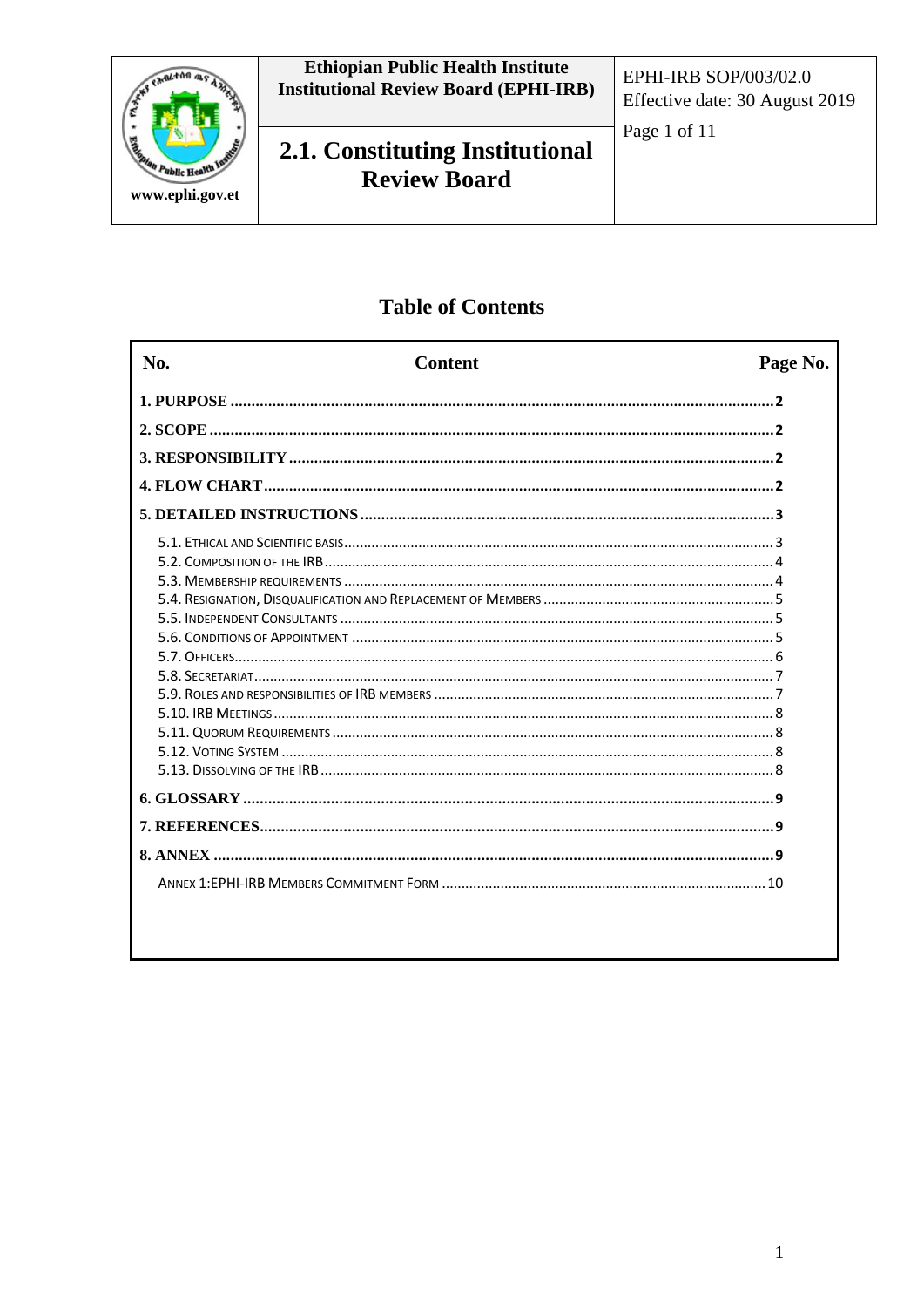| Ethiopian Public Health Institute Institutional Review Board (EPHI-IRB) | EPHI-IRB SOP/003/02.0 Effective date: 30 August 2019 |
|---|---|
| **2.1. Constituting Institutional Review Board** | Page 1 of 11 |

www.ephi.gov.et

## Table of Contents

| No. | Content | Page No. |
|---|---|---|
| **1. PURPOSE** | | **2** |
| **2. SCOPE** | | **2** |
| **3. RESPONSIBILITY** | | **2** |
| **4. FLOW CHART** | | **2** |
| **5. DETAILED INSTRUCTIONS** | | **3** |
| 5.1. Ethical and Scientific basis | | 3 |
| 5.2. Composition of the IRB | | 4 |
| 5.3. Membership requirements | | 4 |
| 5.4. Resignation, Disqualification and Replacement of Members | | 5 |
| 5.5. Independent Consultants | | 5 |
| 5.6. Conditions of Appointment | | 5 |
| 5.7. Officers | | 6 |
| 5.8. Secretariat | | 7 |
| 5.9. Roles and responsibilities of IRB members | | 7 |
| 5.10. IRB Meetings | | 8 |
| 5.11. Quorum Requirements | | 8 |
| 5.12. Voting System | | 8 |
| 5.13. Dissolving of the IRB | | 8 |
| **6. GLOSSARY** | | **9** |
| **7. REFERENCES** | | **9** |
| **8. ANNEX** | | **9** |
| Annex 1:EPHI-IRB Members Commitment Form | | 10 |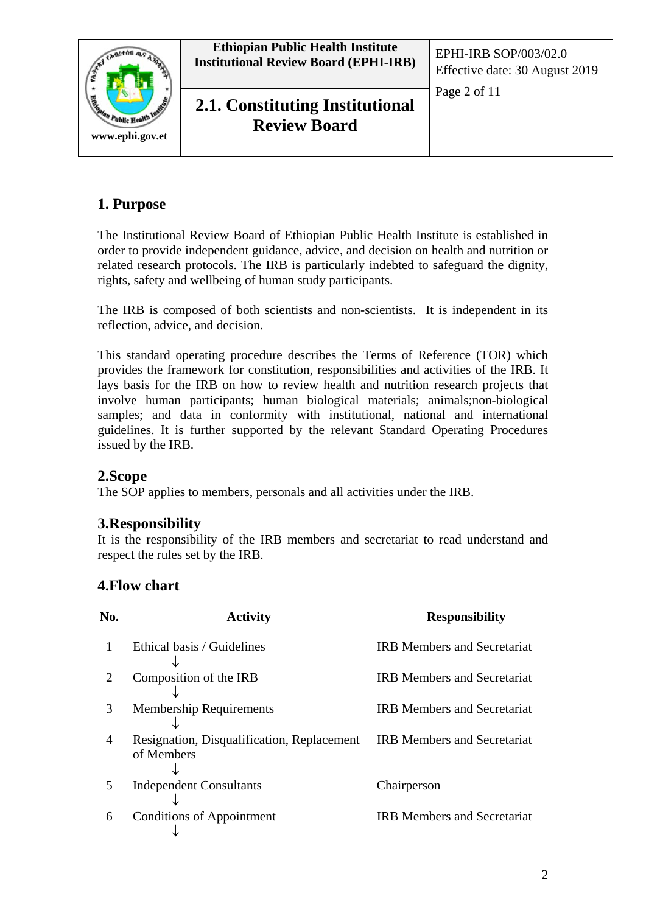# 2.1. Constituting Institutional Review Board

## 1. Purpose

The Institutional Review Board of Ethiopian Public Health Institute is established in order to provide independent guidance, advice, and decision on health and nutrition or related research protocols. The IRB is particularly indebted to safeguard the dignity, rights, safety and wellbeing of human study participants.

The IRB is composed of both scientists and non-scientists. It is independent in its reflection, advice, and decision.

This standard operating procedure describes the Terms of Reference (TOR) which provides the framework for constitution, responsibilities and activities of the IRB. It lays basis for the IRB on how to review health and nutrition research projects that involve human participants; human biological materials; animals;non-biological samples; and data in conformity with institutional, national and international guidelines. It is further supported by the relevant Standard Operating Procedures issued by the IRB.

## 2.Scope

The SOP applies to members, personals and all activities under the IRB.

## 3.Responsibility

It is the responsibility of the IRB members and secretariat to read understand and respect the rules set by the IRB.

## 4.Flow chart

| No. | Activity | Responsibility |
|---|---|---|
| 1 | Ethical basis / Guidelines ↓ | IRB Members and Secretariat |
| 2 | Composition of the IRB ↓ | IRB Members and Secretariat |
| 3 | Membership Requirements ↓ | IRB Members and Secretariat |
| 4 | Resignation, Disqualification, Replacement of Members ↓ | IRB Members and Secretariat |
| 5 | Independent Consultants ↓ | Chairperson |
| 6 | Conditions of Appointment ↓ | IRB Members and Secretariat |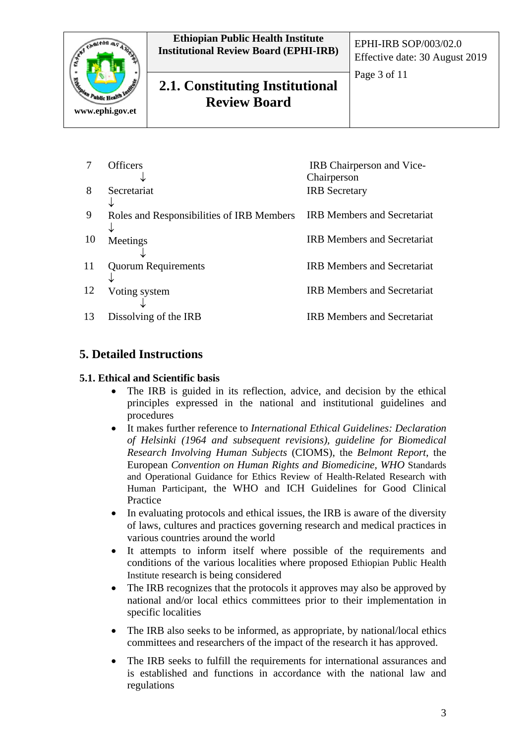| | | |
|---|---|---|
| 7 | Officers<br>↓ | IRB Chairperson and Vice-Chairperson |
| 8 | Secretariat<br>↓ | IRB Secretary |
| 9 | Roles and Responsibilities of IRB Members<br>↓ | IRB Members and Secretariat |
| 10 | Meetings<br>↓ | IRB Members and Secretariat |
| 11 | Quorum Requirements<br>↓ | IRB Members and Secretariat |
| 12 | Voting system<br>↓ | IRB Members and Secretariat |
| 13 | Dissolving of the IRB | IRB Members and Secretariat |

## 5. Detailed Instructions

### 5.1. Ethical and Scientific basis

- The IRB is guided in its reflection, advice, and decision by the ethical principles expressed in the national and institutional guidelines and procedures
- It makes further reference to *International Ethical Guidelines: Declaration of Helsinki (1964 and subsequent revisions), guideline for Biomedical Research Involving Human Subjects* (CIOMS), the *Belmont Report*, the European *Convention on Human Rights and Biomedicine, WHO* Standards and Operational Guidance for Ethics Review of Health-Related Research with Human Participant, the WHO and ICH Guidelines for Good Clinical Practice
- In evaluating protocols and ethical issues, the IRB is aware of the diversity of laws, cultures and practices governing research and medical practices in various countries around the world
- It attempts to inform itself where possible of the requirements and conditions of the various localities where proposed Ethiopian Public Health Institute research is being considered
- The IRB recognizes that the protocols it approves may also be approved by national and/or local ethics committees prior to their implementation in specific localities
- The IRB also seeks to be informed, as appropriate, by national/local ethics committees and researchers of the impact of the research it has approved.
- The IRB seeks to fulfill the requirements for international assurances and is established and functions in accordance with the national law and regulations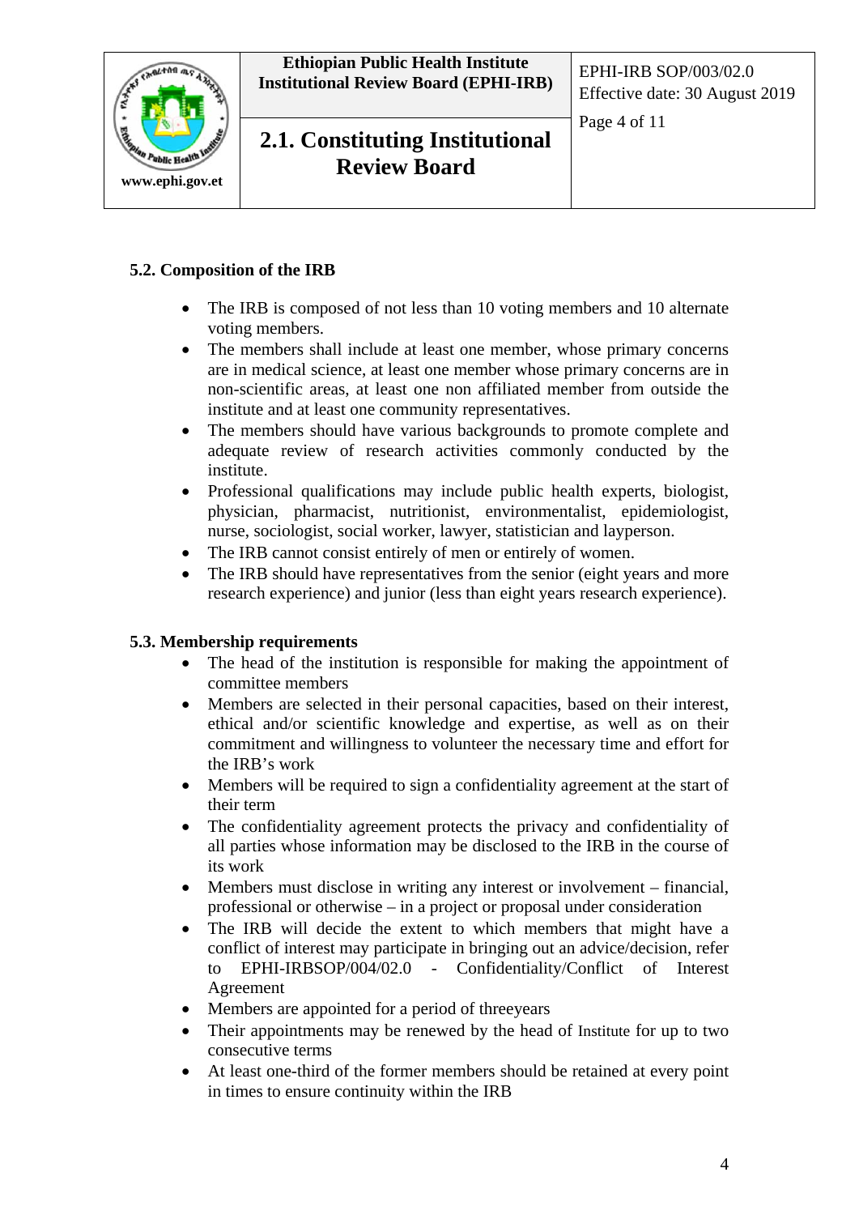### 5.2. Composition of the IRB

- The IRB is composed of not less than 10 voting members and 10 alternate voting members.
- The members shall include at least one member, whose primary concerns are in medical science, at least one member whose primary concerns are in non-scientific areas, at least one non affiliated member from outside the institute and at least one community representatives.
- The members should have various backgrounds to promote complete and adequate review of research activities commonly conducted by the institute.
- Professional qualifications may include public health experts, biologist, physician, pharmacist, nutritionist, environmentalist, epidemiologist, nurse, sociologist, social worker, lawyer, statistician and layperson.
- The IRB cannot consist entirely of men or entirely of women.
- The IRB should have representatives from the senior (eight years and more research experience) and junior (less than eight years research experience).

### 5.3. Membership requirements

- The head of the institution is responsible for making the appointment of committee members
- Members are selected in their personal capacities, based on their interest, ethical and/or scientific knowledge and expertise, as well as on their commitment and willingness to volunteer the necessary time and effort for the IRB's work
- Members will be required to sign a confidentiality agreement at the start of their term
- The confidentiality agreement protects the privacy and confidentiality of all parties whose information may be disclosed to the IRB in the course of its work
- Members must disclose in writing any interest or involvement – financial, professional or otherwise – in a project or proposal under consideration
- The IRB will decide the extent to which members that might have a conflict of interest may participate in bringing out an advice/decision, refer to EPHI-IRBSOP/004/02.0 - Confidentiality/Conflict of Interest Agreement
- Members are appointed for a period of threeyears
- Their appointments may be renewed by the head of Institute for up to two consecutive terms
- At least one-third of the former members should be retained at every point in times to ensure continuity within the IRB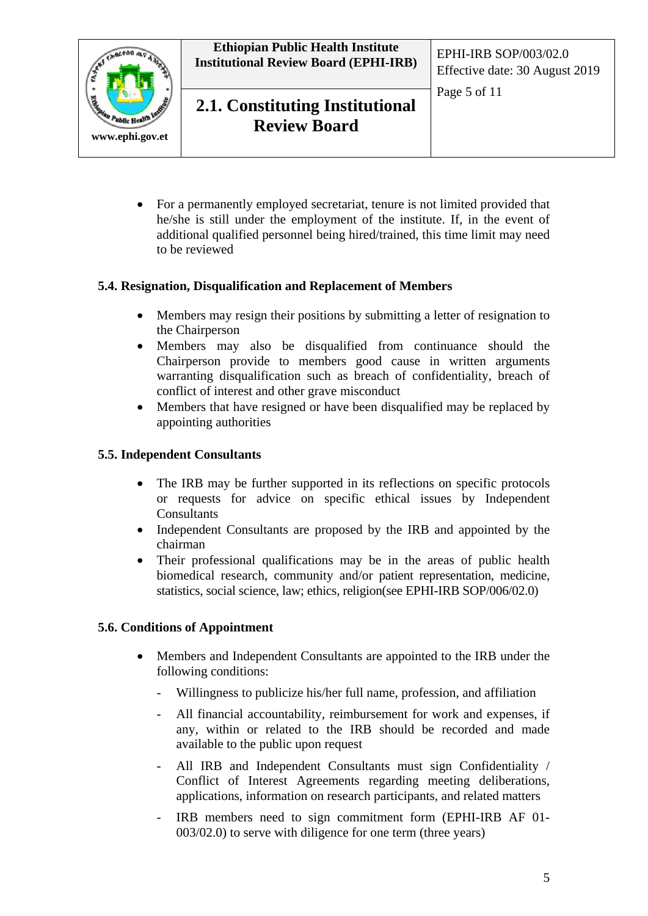- For a permanently employed secretariat, tenure is not limited provided that he/she is still under the employment of the institute. If, in the event of additional qualified personnel being hired/trained, this time limit may need to be reviewed

### 5.4. Resignation, Disqualification and Replacement of Members

- Members may resign their positions by submitting a letter of resignation to the Chairperson
- Members may also be disqualified from continuance should the Chairperson provide to members good cause in written arguments warranting disqualification such as breach of confidentiality, breach of conflict of interest and other grave misconduct
- Members that have resigned or have been disqualified may be replaced by appointing authorities

### 5.5. Independent Consultants

- The IRB may be further supported in its reflections on specific protocols or requests for advice on specific ethical issues by Independent Consultants
- Independent Consultants are proposed by the IRB and appointed by the chairman
- Their professional qualifications may be in the areas of public health biomedical research, community and/or patient representation, medicine, statistics, social science, law; ethics, religion(see EPHI-IRB SOP/006/02.0)

### 5.6. Conditions of Appointment

- Members and Independent Consultants are appointed to the IRB under the following conditions:
  - Willingness to publicize his/her full name, profession, and affiliation
  - All financial accountability, reimbursement for work and expenses, if any, within or related to the IRB should be recorded and made available to the public upon request
  - All IRB and Independent Consultants must sign Confidentiality / Conflict of Interest Agreements regarding meeting deliberations, applications, information on research participants, and related matters
  - IRB members need to sign commitment form (EPHI-IRB AF 01-003/02.0) to serve with diligence for one term (three years)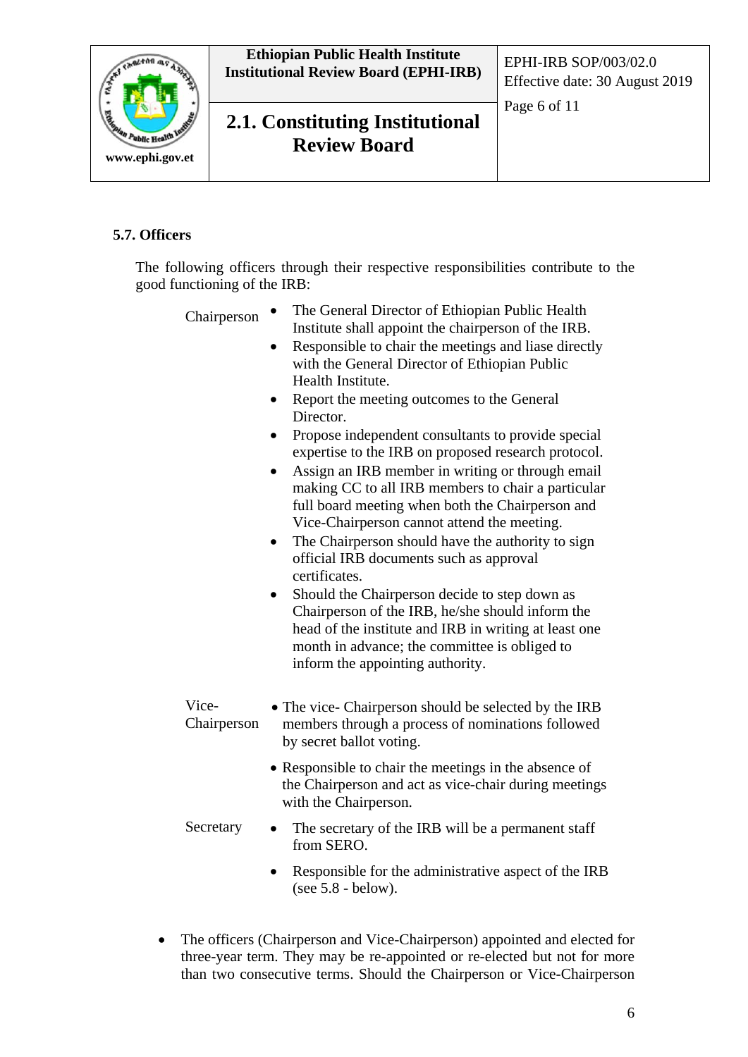### 5.7. Officers

The following officers through their respective responsibilities contribute to the good functioning of the IRB:

| | |
|---|---|
| Chairperson | • The General Director of Ethiopian Public Health Institute shall appoint the chairperson of the IRB.<br>• Responsible to chair the meetings and liase directly with the General Director of Ethiopian Public Health Institute.<br>• Report the meeting outcomes to the General Director.<br>• Propose independent consultants to provide special expertise to the IRB on proposed research protocol.<br>• Assign an IRB member in writing or through email making CC to all IRB members to chair a particular full board meeting when both the Chairperson and Vice-Chairperson cannot attend the meeting.<br>• The Chairperson should have the authority to sign official IRB documents such as approval certificates.<br>• Should the Chairperson decide to step down as Chairperson of the IRB, he/she should inform the head of the institute and IRB in writing at least one month in advance; the committee is obliged to inform the appointing authority. |
| Vice-Chairperson | • The vice- Chairperson should be selected by the IRB members through a process of nominations followed by secret ballot voting.<br>• Responsible to chair the meetings in the absence of the Chairperson and act as vice-chair during meetings with the Chairperson. |
| Secretary | • The secretary of the IRB will be a permanent staff from SERO.<br>• Responsible for the administrative aspect of the IRB (see 5.8 - below). |

- The officers (Chairperson and Vice-Chairperson) appointed and elected for three-year term. They may be re-appointed or re-elected but not for more than two consecutive terms. Should the Chairperson or Vice-Chairperson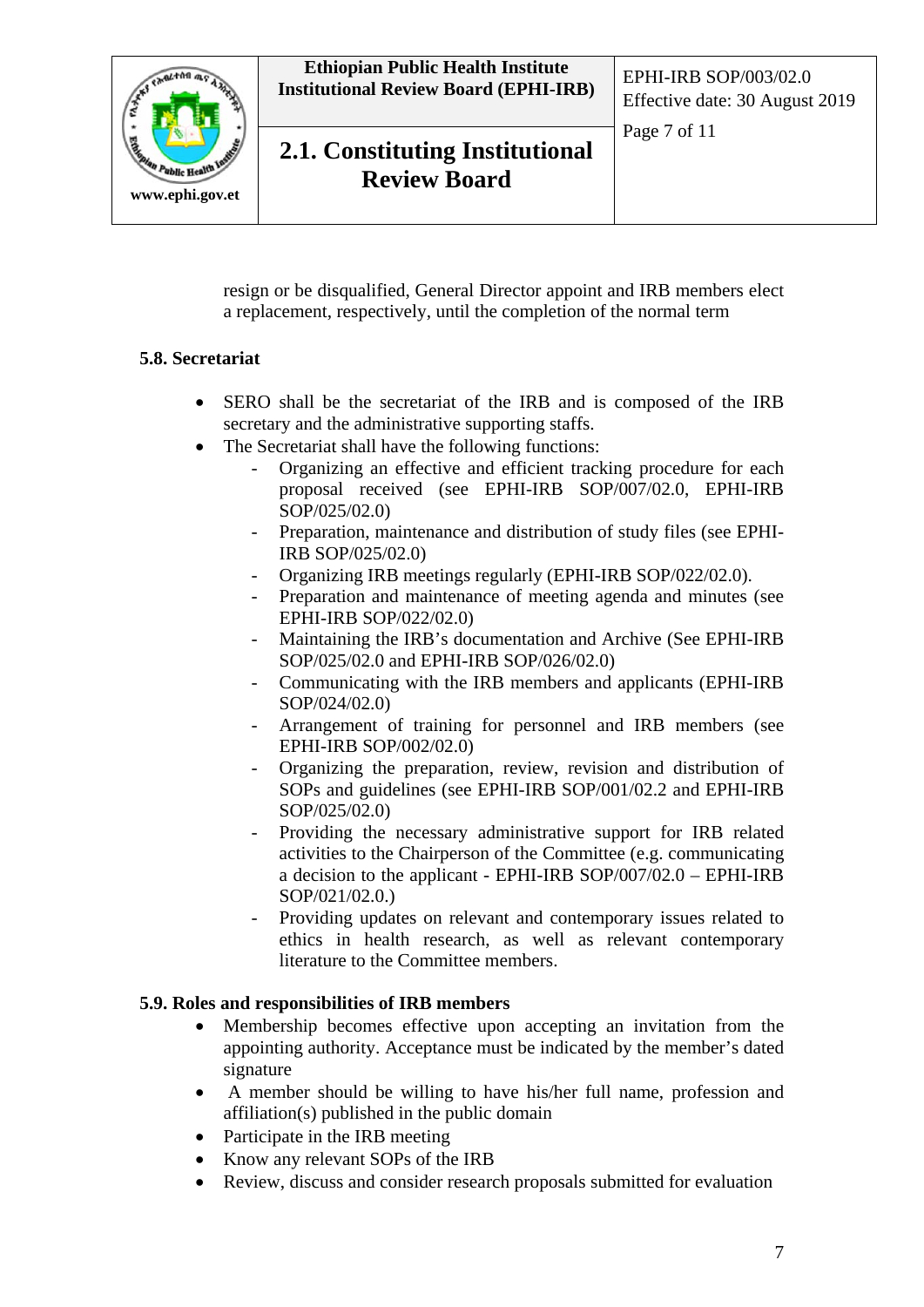resign or be disqualified, General Director appoint and IRB members elect a replacement, respectively, until the completion of the normal term

### 5.8. Secretariat

- SERO shall be the secretariat of the IRB and is composed of the IRB secretary and the administrative supporting staffs.
- The Secretariat shall have the following functions:
    - Organizing an effective and efficient tracking procedure for each proposal received (see EPHI-IRB SOP/007/02.0, EPHI-IRB SOP/025/02.0)
    - Preparation, maintenance and distribution of study files (see EPHI-IRB SOP/025/02.0)
    - Organizing IRB meetings regularly (EPHI-IRB SOP/022/02.0).
    - Preparation and maintenance of meeting agenda and minutes (see EPHI-IRB SOP/022/02.0)
    - Maintaining the IRB's documentation and Archive (See EPHI-IRB SOP/025/02.0 and EPHI-IRB SOP/026/02.0)
    - Communicating with the IRB members and applicants (EPHI-IRB SOP/024/02.0)
    - Arrangement of training for personnel and IRB members (see EPHI-IRB SOP/002/02.0)
    - Organizing the preparation, review, revision and distribution of SOPs and guidelines (see EPHI-IRB SOP/001/02.2 and EPHI-IRB SOP/025/02.0)
    - Providing the necessary administrative support for IRB related activities to the Chairperson of the Committee (e.g. communicating a decision to the applicant - EPHI-IRB SOP/007/02.0 – EPHI-IRB SOP/021/02.0.)
    - Providing updates on relevant and contemporary issues related to ethics in health research, as well as relevant contemporary literature to the Committee members.

### 5.9. Roles and responsibilities of IRB members

- Membership becomes effective upon accepting an invitation from the appointing authority. Acceptance must be indicated by the member's dated signature
- A member should be willing to have his/her full name, profession and affiliation(s) published in the public domain
- Participate in the IRB meeting
- Know any relevant SOPs of the IRB
- Review, discuss and consider research proposals submitted for evaluation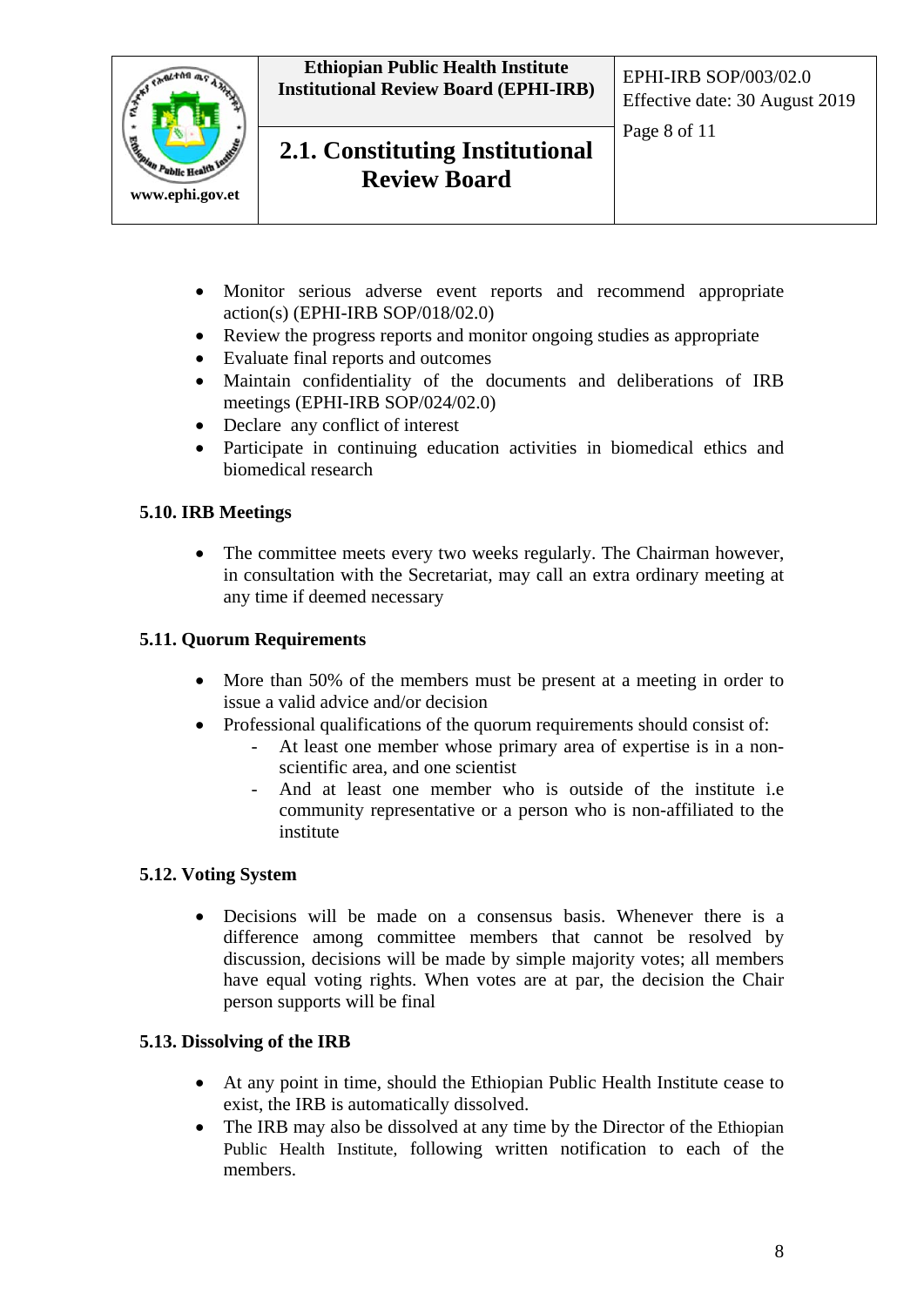- Monitor serious adverse event reports and recommend appropriate action(s) (EPHI-IRB SOP/018/02.0)
- Review the progress reports and monitor ongoing studies as appropriate
- Evaluate final reports and outcomes
- Maintain confidentiality of the documents and deliberations of IRB meetings (EPHI-IRB SOP/024/02.0)
- Declare any conflict of interest
- Participate in continuing education activities in biomedical ethics and biomedical research

**5.10. IRB Meetings**

- The committee meets every two weeks regularly. The Chairman however, in consultation with the Secretariat, may call an extra ordinary meeting at any time if deemed necessary

**5.11. Quorum Requirements**

- More than 50% of the members must be present at a meeting in order to issue a valid advice and/or decision
- Professional qualifications of the quorum requirements should consist of:
  - At least one member whose primary area of expertise is in a non-scientific area, and one scientist
  - And at least one member who is outside of the institute i.e community representative or a person who is non-affiliated to the institute

**5.12. Voting System**

- Decisions will be made on a consensus basis. Whenever there is a difference among committee members that cannot be resolved by discussion, decisions will be made by simple majority votes; all members have equal voting rights. When votes are at par, the decision the Chair person supports will be final

**5.13. Dissolving of the IRB**

- At any point in time, should the Ethiopian Public Health Institute cease to exist, the IRB is automatically dissolved.
- The IRB may also be dissolved at any time by the Director of the Ethiopian Public Health Institute, following written notification to each of the members.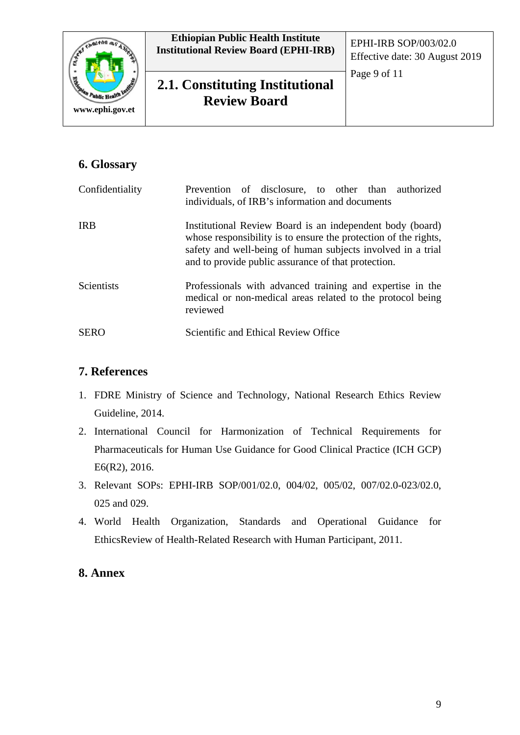## 6. Glossary

| | |
|---|---|
| Confidentiality | Prevention of disclosure, to other than authorized individuals, of IRB's information and documents |
| IRB | Institutional Review Board is an independent body (board) whose responsibility is to ensure the protection of the rights, safety and well-being of human subjects involved in a trial and to provide public assurance of that protection. |
| Scientists | Professionals with advanced training and expertise in the medical or non-medical areas related to the protocol being reviewed |
| SERO | Scientific and Ethical Review Office |

## 7. References

1. FDRE Ministry of Science and Technology, National Research Ethics Review Guideline, 2014.
2. International Council for Harmonization of Technical Requirements for Pharmaceuticals for Human Use Guidance for Good Clinical Practice (ICH GCP) E6(R2), 2016.
3. Relevant SOPs: EPHI-IRB SOP/001/02.0, 004/02, 005/02, 007/02.0-023/02.0, 025 and 029.
4. World Health Organization, Standards and Operational Guidance for EthicsReview of Health-Related Research with Human Participant, 2011.

## 8. Annex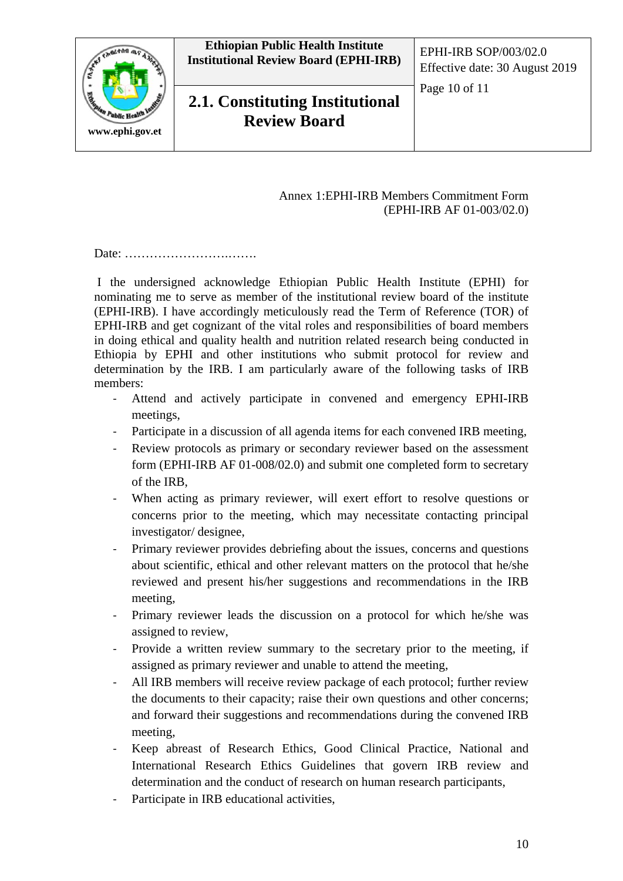Annex 1:EPHI-IRB Members Commitment Form
(EPHI-IRB AF 01-003/02.0)

Date: ……………………….…….

I the undersigned acknowledge Ethiopian Public Health Institute (EPHI) for nominating me to serve as member of the institutional review board of the institute (EPHI-IRB). I have accordingly meticulously read the Term of Reference (TOR) of EPHI-IRB and get cognizant of the vital roles and responsibilities of board members in doing ethical and quality health and nutrition related research being conducted in Ethiopia by EPHI and other institutions who submit protocol for review and determination by the IRB. I am particularly aware of the following tasks of IRB members:

- Attend and actively participate in convened and emergency EPHI-IRB meetings,
- Participate in a discussion of all agenda items for each convened IRB meeting,
- Review protocols as primary or secondary reviewer based on the assessment form (EPHI-IRB AF 01-008/02.0) and submit one completed form to secretary of the IRB,
- When acting as primary reviewer, will exert effort to resolve questions or concerns prior to the meeting, which may necessitate contacting principal investigator/ designee,
- Primary reviewer provides debriefing about the issues, concerns and questions about scientific, ethical and other relevant matters on the protocol that he/she reviewed and present his/her suggestions and recommendations in the IRB meeting,
- Primary reviewer leads the discussion on a protocol for which he/she was assigned to review,
- Provide a written review summary to the secretary prior to the meeting, if assigned as primary reviewer and unable to attend the meeting,
- All IRB members will receive review package of each protocol; further review the documents to their capacity; raise their own questions and other concerns; and forward their suggestions and recommendations during the convened IRB meeting,
- Keep abreast of Research Ethics, Good Clinical Practice, National and International Research Ethics Guidelines that govern IRB review and determination and the conduct of research on human research participants,
- Participate in IRB educational activities,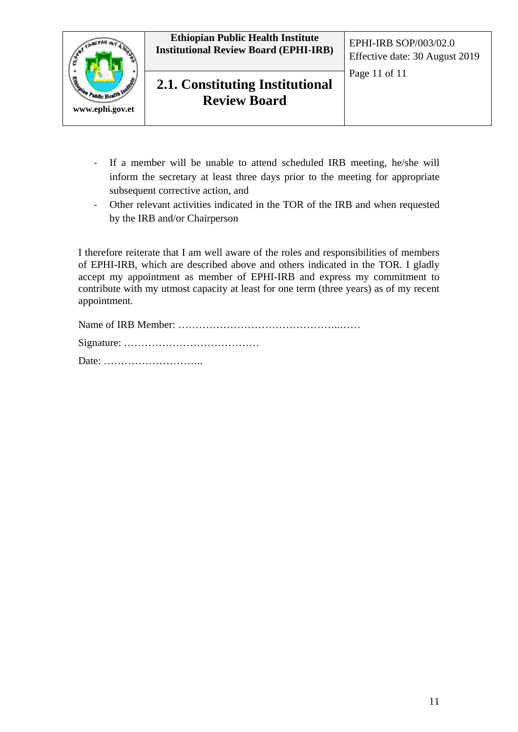- If a member will be unable to attend scheduled IRB meeting, he/she will inform the secretary at least three days prior to the meeting for appropriate subsequent corrective action, and
- Other relevant activities indicated in the TOR of the IRB and when requested by the IRB and/or Chairperson

I therefore reiterate that I am well aware of the roles and responsibilities of members of EPHI-IRB, which are described above and others indicated in the TOR. I gladly accept my appointment as member of EPHI-IRB and express my commitment to contribute with my utmost capacity at least for one term (three years) as of my recent appointment.

Name of IRB Member: …………………………………………..……

Signature: …………………………………

Date: ………………………..